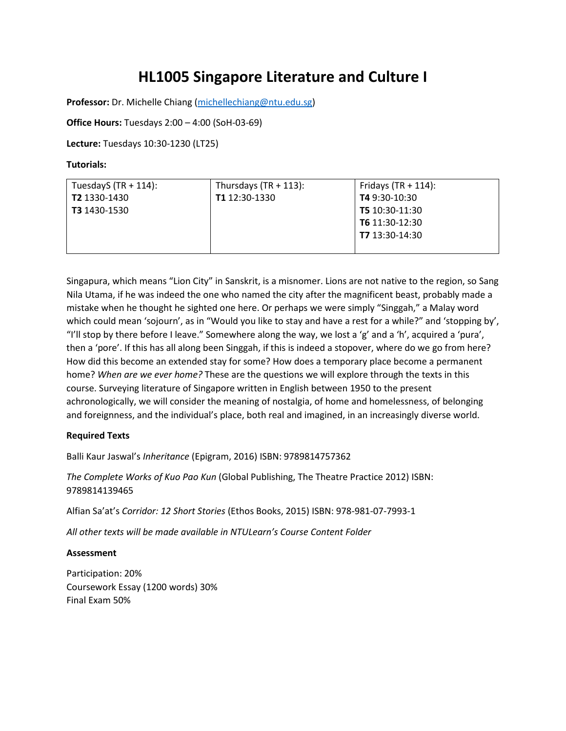# HL1005 Singapore Literature and Culture I

**Professor:** Dr. Michelle Chiang (michellechiang@ntu.edu.sg)

**Office Hours:** Tuesdays 2:00 – 4:00 (SoH-03-69)

**Lecture:** Tuesdays 10:30-1230 (LT25)

**Tutorials:**

| TuesdayS (TR + 114): | Thursdays (TR + 113): | Fridays (TR + 114): |
|---|---|---|
| **T2** 1330-1430<br>**T3** 1430-1530 | **T1** 12:30-1330 | **T4** 9:30-10:30<br>**T5** 10:30-11:30<br>**T6** 11:30-12:30<br>**T7** 13:30-14:30 |

Singapura, which means "Lion City" in Sanskrit, is a misnomer. Lions are not native to the region, so Sang Nila Utama, if he was indeed the one who named the city after the magnificent beast, probably made a mistake when he thought he sighted one here. Or perhaps we were simply "Singgah," a Malay word which could mean 'sojourn', as in "Would you like to stay and have a rest for a while?" and 'stopping by', "I'll stop by there before I leave." Somewhere along the way, we lost a 'g' and a 'h', acquired a 'pura', then a 'pore'. If this has all along been Singgah, if this is indeed a stopover, where do we go from here? How did this become an extended stay for some? How does a temporary place become a permanent home? *When are we ever home?* These are the questions we will explore through the texts in this course. Surveying literature of Singapore written in English between 1950 to the present achronologically, we will consider the meaning of nostalgia, of home and homelessness, of belonging and foreignness, and the individual's place, both real and imagined, in an increasingly diverse world.

**Required Texts**

Balli Kaur Jaswal's *Inheritance* (Epigram, 2016) ISBN: 9789814757362

*The Complete Works of Kuo Pao Kun* (Global Publishing, The Theatre Practice 2012) ISBN: 9789814139465

Alfian Sa'at's *Corridor: 12 Short Stories* (Ethos Books, 2015) ISBN: 978-981-07-7993-1

*All other texts will be made available in NTULearn's Course Content Folder*

**Assessment**

Participation: 20%
Coursework Essay (1200 words) 30%
Final Exam 50%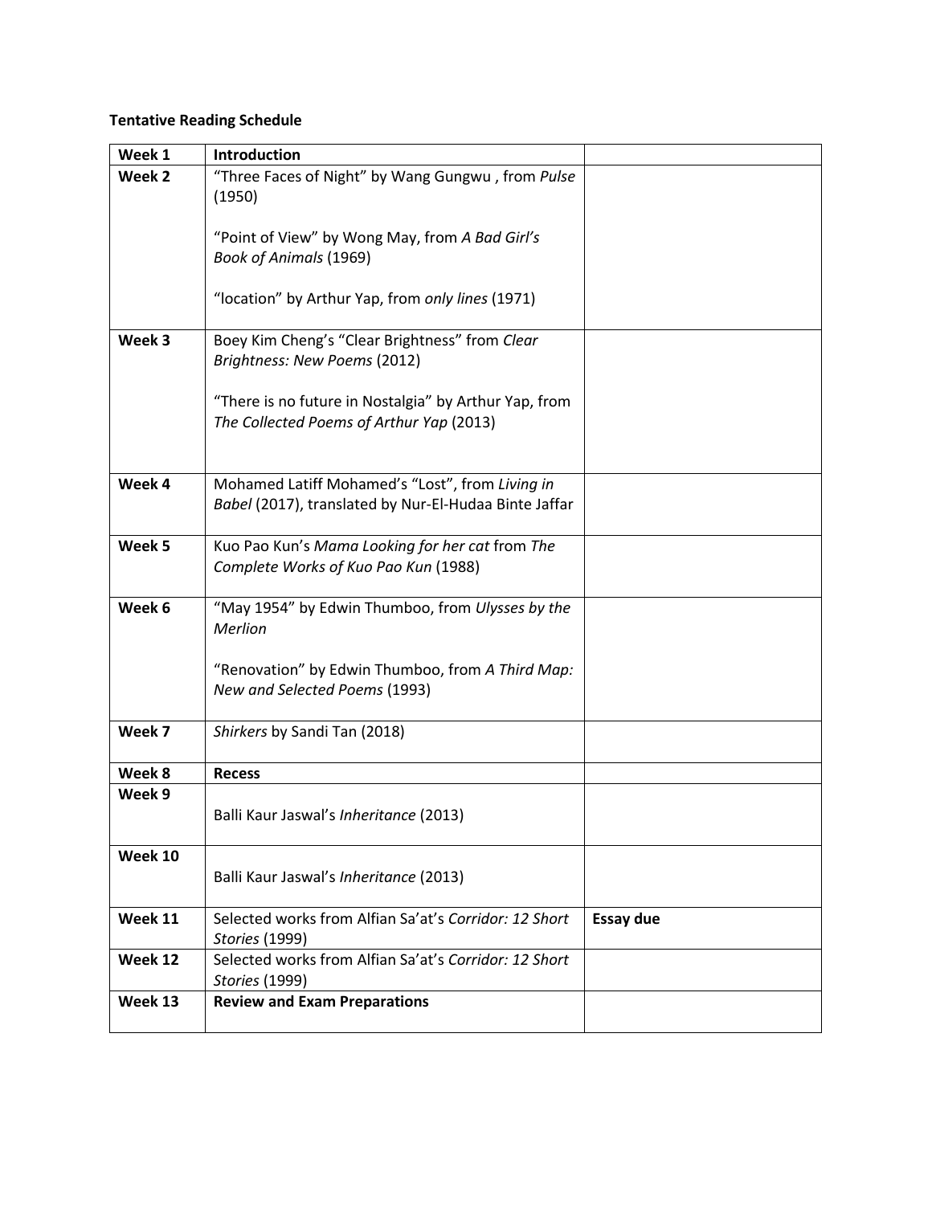**Tentative Reading Schedule**

| | | |
|---|---|---|
| **Week 1** | **Introduction** | |
| **Week 2** | "Three Faces of Night" by Wang Gungwu , from *Pulse* (1950)<br><br>"Point of View" by Wong May, from *A Bad Girl's Book of Animals* (1969)<br><br>"location" by Arthur Yap, from *only lines* (1971) | |
| **Week 3** | Boey Kim Cheng's "Clear Brightness" from *Clear Brightness: New Poems* (2012)<br><br>"There is no future in Nostalgia" by Arthur Yap, from *The Collected Poems of Arthur Yap* (2013) | |
| **Week 4** | Mohamed Latiff Mohamed's "Lost", from *Living in Babel* (2017), translated by Nur-El-Hudaa Binte Jaffar | |
| **Week 5** | Kuo Pao Kun's *Mama Looking for her cat* from *The Complete Works of Kuo Pao Kun* (1988) | |
| **Week 6** | "May 1954" by Edwin Thumboo, from *Ulysses by the Merlion*<br><br>"Renovation" by Edwin Thumboo, from *A Third Map: New and Selected Poems* (1993) | |
| **Week 7** | *Shirkers* by Sandi Tan (2018) | |
| **Week 8** | **Recess** | |
| **Week 9** | Balli Kaur Jaswal's *Inheritance* (2013) | |
| **Week 10** | Balli Kaur Jaswal's *Inheritance* (2013) | |
| **Week 11** | Selected works from Alfian Sa'at's *Corridor: 12 Short Stories* (1999) | **Essay due** |
| **Week 12** | Selected works from Alfian Sa'at's *Corridor: 12 Short Stories* (1999) | |
| **Week 13** | **Review and Exam Preparations** | |